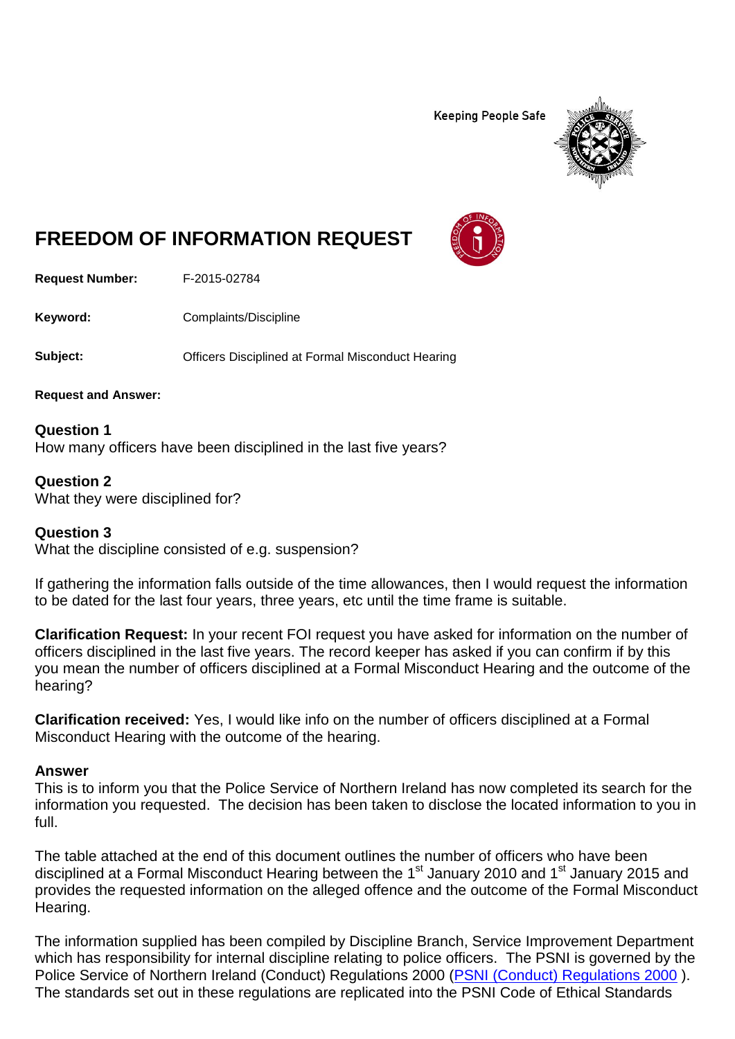Keeping People Safe

# FREEDOM OF INFORMATION REQUEST

**Request Number:** F-2015-02784

**Keyword:** Complaints/Discipline

**Subject:** Officers Disciplined at Formal Misconduct Hearing

**Request and Answer:**

**Question 1**
How many officers have been disciplined in the last five years?

**Question 2**
What they were disciplined for?

**Question 3**
What the discipline consisted of e.g. suspension?

If gathering the information falls outside of the time allowances, then I would request the information to be dated for the last four years, three years, etc until the time frame is suitable.

**Clarification Request:** In your recent FOI request you have asked for information on the number of officers disciplined in the last five years. The record keeper has asked if you can confirm if by this you mean the number of officers disciplined at a Formal Misconduct Hearing and the outcome of the hearing?

**Clarification received:** Yes, I would like info on the number of officers disciplined at a Formal Misconduct Hearing with the outcome of the hearing.

**Answer**
This is to inform you that the Police Service of Northern Ireland has now completed its search for the information you requested. The decision has been taken to disclose the located information to you in full.

The table attached at the end of this document outlines the number of officers who have been disciplined at a Formal Misconduct Hearing between the 1st January 2010 and 1st January 2015 and provides the requested information on the alleged offence and the outcome of the Formal Misconduct Hearing.

The information supplied has been compiled by Discipline Branch, Service Improvement Department which has responsibility for internal discipline relating to police officers. The PSNI is governed by the Police Service of Northern Ireland (Conduct) Regulations 2000 ([PSNI (Conduct) Regulations 2000](PSNI (Conduct) Regulations 2000) ). The standards set out in these regulations are replicated into the PSNI Code of Ethical Standards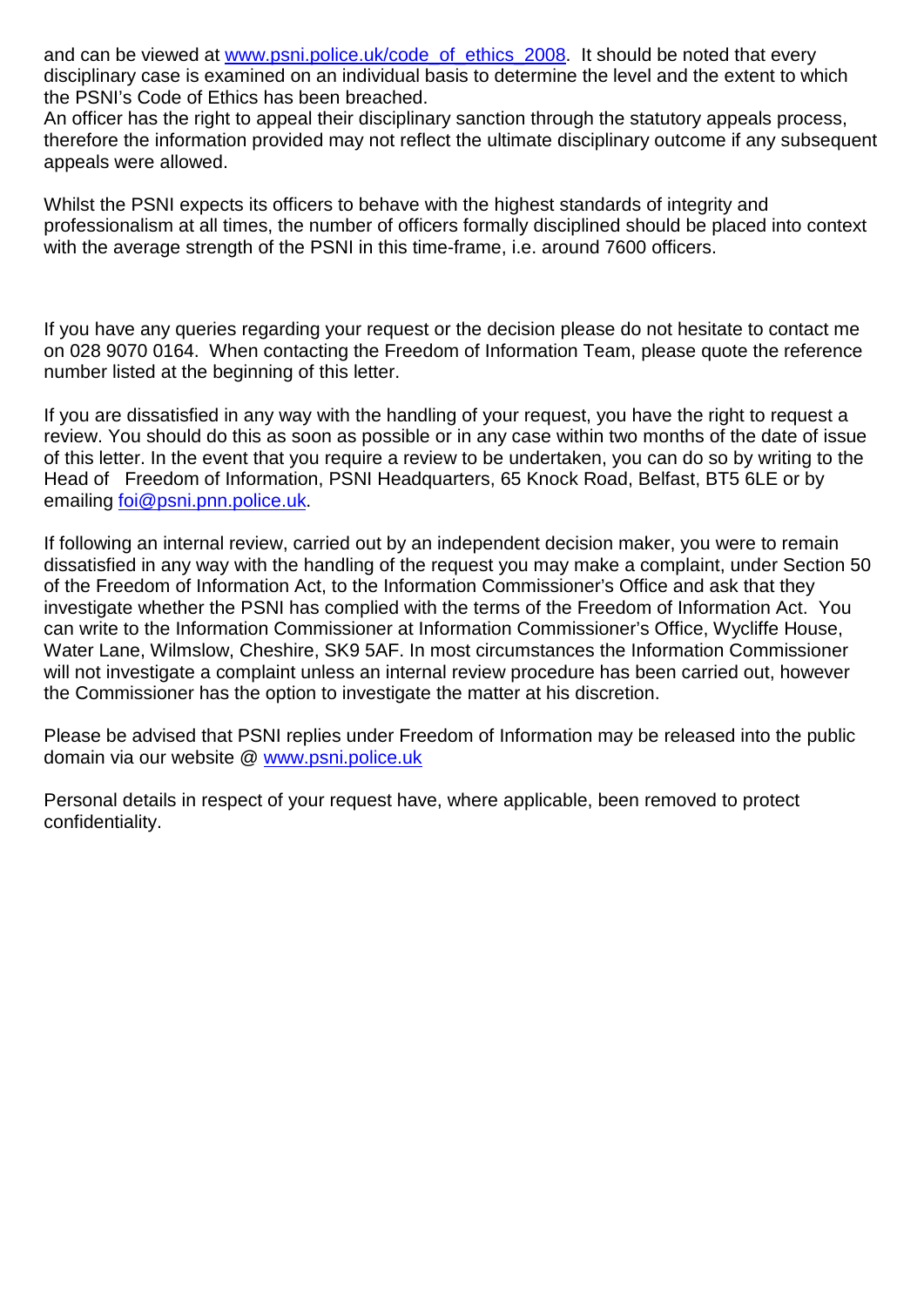and can be viewed at www.psni.police.uk/code_of_ethics_2008. It should be noted that every disciplinary case is examined on an individual basis to determine the level and the extent to which the PSNI's Code of Ethics has been breached.
An officer has the right to appeal their disciplinary sanction through the statutory appeals process, therefore the information provided may not reflect the ultimate disciplinary outcome if any subsequent appeals were allowed.

Whilst the PSNI expects its officers to behave with the highest standards of integrity and professionalism at all times, the number of officers formally disciplined should be placed into context with the average strength of the PSNI in this time-frame, i.e. around 7600 officers.

If you have any queries regarding your request or the decision please do not hesitate to contact me on 028 9070 0164. When contacting the Freedom of Information Team, please quote the reference number listed at the beginning of this letter.

If you are dissatisfied in any way with the handling of your request, you have the right to request a review. You should do this as soon as possible or in any case within two months of the date of issue of this letter. In the event that you require a review to be undertaken, you can do so by writing to the Head of Freedom of Information, PSNI Headquarters, 65 Knock Road, Belfast, BT5 6LE or by emailing foi@psni.pnn.police.uk.

If following an internal review, carried out by an independent decision maker, you were to remain dissatisfied in any way with the handling of the request you may make a complaint, under Section 50 of the Freedom of Information Act, to the Information Commissioner's Office and ask that they investigate whether the PSNI has complied with the terms of the Freedom of Information Act. You can write to the Information Commissioner at Information Commissioner's Office, Wycliffe House, Water Lane, Wilmslow, Cheshire, SK9 5AF. In most circumstances the Information Commissioner will not investigate a complaint unless an internal review procedure has been carried out, however the Commissioner has the option to investigate the matter at his discretion.

Please be advised that PSNI replies under Freedom of Information may be released into the public domain via our website @ www.psni.police.uk

Personal details in respect of your request have, where applicable, been removed to protect confidentiality.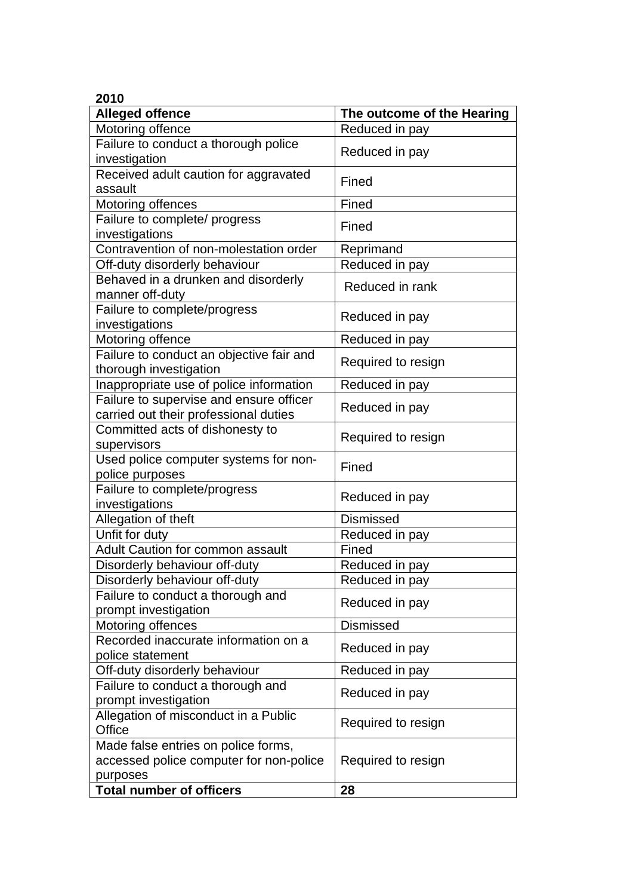**2010**

| **Alleged offence** | **The outcome of the Hearing** |
|---|---|
| Motoring offence | Reduced in pay |
| Failure to conduct a thorough police investigation | Reduced in pay |
| Received adult caution for aggravated assault | Fined |
| Motoring offences | Fined |
| Failure to complete/ progress investigations | Fined |
| Contravention of non-molestation order | Reprimand |
| Off-duty disorderly behaviour | Reduced in pay |
| Behaved in a drunken and disorderly manner off-duty | Reduced in rank |
| Failure to complete/progress investigations | Reduced in pay |
| Motoring offence | Reduced in pay |
| Failure to conduct an objective fair and thorough investigation | Required to resign |
| Inappropriate use of police information | Reduced in pay |
| Failure to supervise and ensure officer carried out their professional duties | Reduced in pay |
| Committed acts of dishonesty to supervisors | Required to resign |
| Used police computer systems for non-police purposes | Fined |
| Failure to complete/progress investigations | Reduced in pay |
| Allegation of theft | Dismissed |
| Unfit for duty | Reduced in pay |
| Adult Caution for common assault | Fined |
| Disorderly behaviour off-duty | Reduced in pay |
| Disorderly behaviour off-duty | Reduced in pay |
| Failure to conduct a thorough and prompt investigation | Reduced in pay |
| Motoring offences | Dismissed |
| Recorded inaccurate information on a police statement | Reduced in pay |
| Off-duty disorderly behaviour | Reduced in pay |
| Failure to conduct a thorough and prompt investigation | Reduced in pay |
| Allegation of misconduct in a Public Office | Required to resign |
| Made false entries on police forms, accessed police computer for non-police purposes | Required to resign |
| **Total number of officers** | **28** |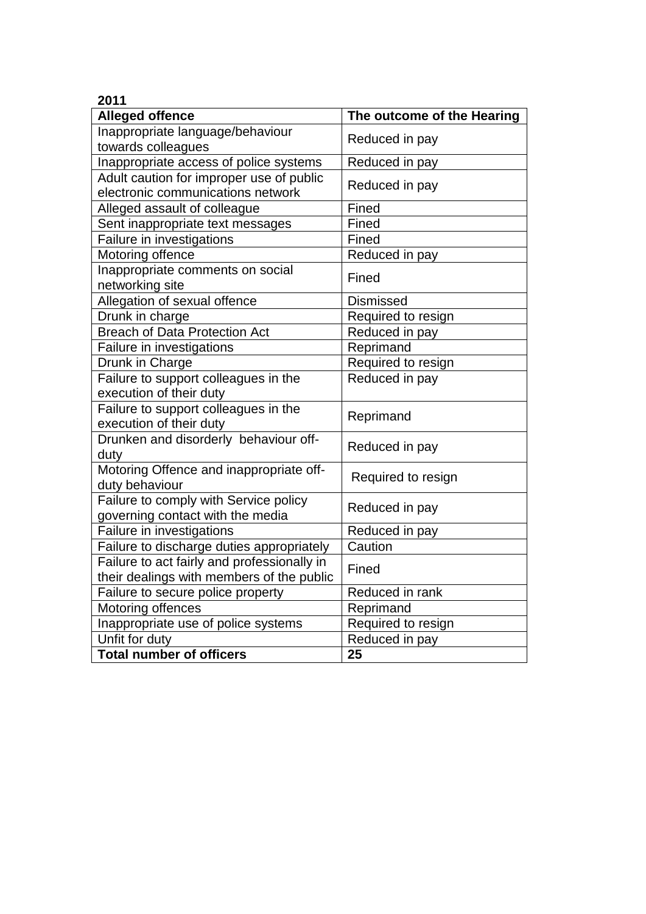**2011**

| Alleged offence | The outcome of the Hearing |
|---|---|
| Inappropriate language/behaviour towards colleagues | Reduced in pay |
| Inappropriate access of police systems | Reduced in pay |
| Adult caution for improper use of public electronic communications network | Reduced in pay |
| Alleged assault of colleague | Fined |
| Sent inappropriate text messages | Fined |
| Failure in investigations | Fined |
| Motoring offence | Reduced in pay |
| Inappropriate comments on social networking site | Fined |
| Allegation of sexual offence | Dismissed |
| Drunk in charge | Required to resign |
| Breach of Data Protection Act | Reduced in pay |
| Failure in investigations | Reprimand |
| Drunk in Charge | Required to resign |
| Failure to support colleagues in the execution of their duty | Reduced in pay |
| Failure to support colleagues in the execution of their duty | Reprimand |
| Drunken and disorderly behaviour off-duty | Reduced in pay |
| Motoring Offence and inappropriate off-duty behaviour | Required to resign |
| Failure to comply with Service policy governing contact with the media | Reduced in pay |
| Failure in investigations | Reduced in pay |
| Failure to discharge duties appropriately | Caution |
| Failure to act fairly and professionally in their dealings with members of the public | Fined |
| Failure to secure police property | Reduced in rank |
| Motoring offences | Reprimand |
| Inappropriate use of police systems | Required to resign |
| Unfit for duty | Reduced in pay |
| **Total number of officers** | **25** |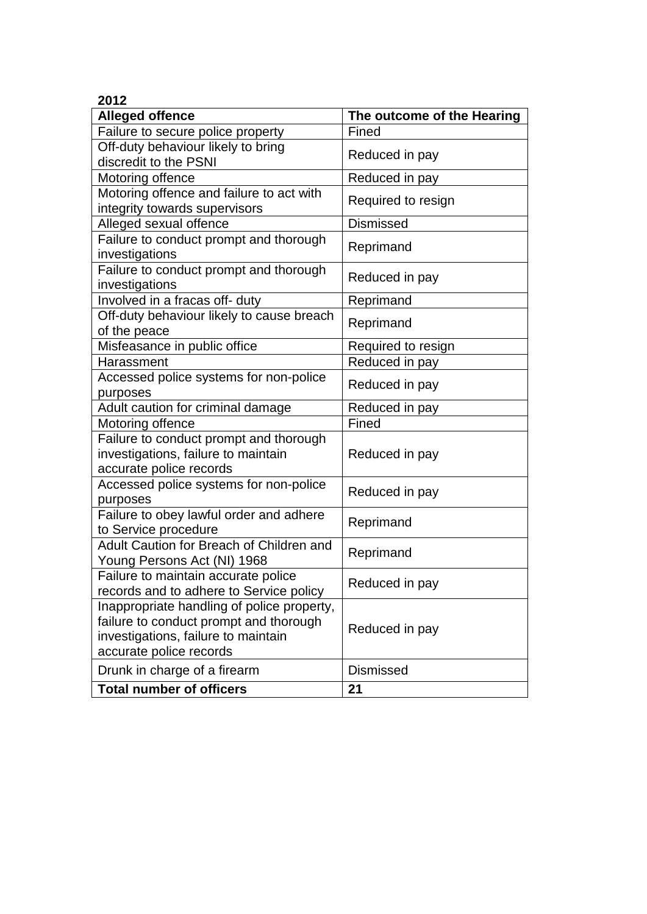**2012**

| **Alleged offence** | **The outcome of the Hearing** |
|---|---|
| Failure to secure police property | Fined |
| Off-duty behaviour likely to bring discredit to the PSNI | Reduced in pay |
| Motoring offence | Reduced in pay |
| Motoring offence and failure to act with integrity towards supervisors | Required to resign |
| Alleged sexual offence | Dismissed |
| Failure to conduct prompt and thorough investigations | Reprimand |
| Failure to conduct prompt and thorough investigations | Reduced in pay |
| Involved in a fracas off- duty | Reprimand |
| Off-duty behaviour likely to cause breach of the peace | Reprimand |
| Misfeasance in public office | Required to resign |
| Harassment | Reduced in pay |
| Accessed police systems for non-police purposes | Reduced in pay |
| Adult caution for criminal damage | Reduced in pay |
| Motoring offence | Fined |
| Failure to conduct prompt and thorough investigations, failure to maintain accurate police records | Reduced in pay |
| Accessed police systems for non-police purposes | Reduced in pay |
| Failure to obey lawful order and adhere to Service procedure | Reprimand |
| Adult Caution for Breach of Children and Young Persons Act (NI) 1968 | Reprimand |
| Failure to maintain accurate police records and to adhere to Service policy | Reduced in pay |
| Inappropriate handling of police property, failure to conduct prompt and thorough investigations, failure to maintain accurate police records | Reduced in pay |
| Drunk in charge of a firearm | Dismissed |
| **Total number of officers** | **21** |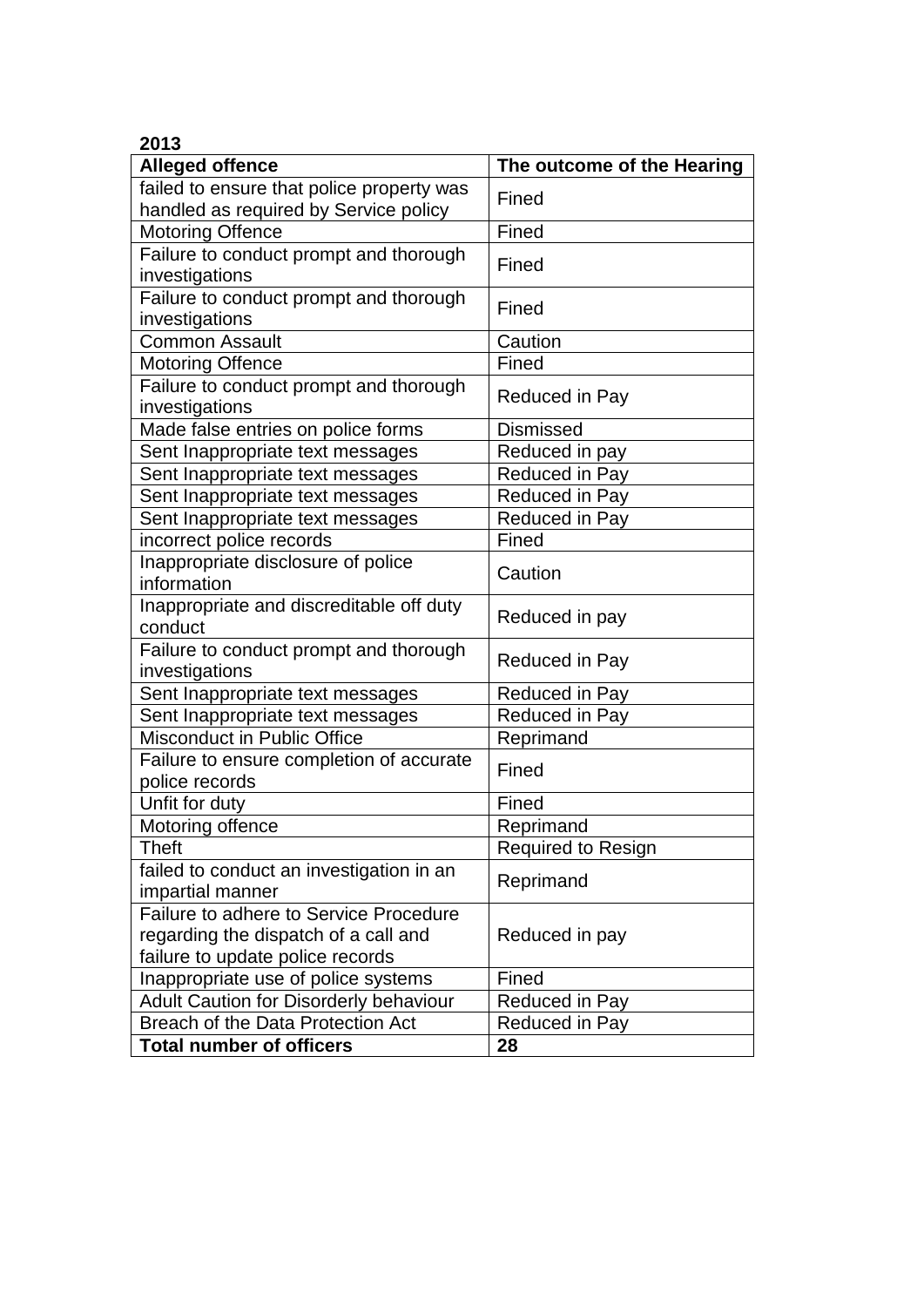**2013**

| **Alleged offence** | **The outcome of the Hearing** |
|---|---|
| failed to ensure that police property was handled as required by Service policy | Fined |
| Motoring Offence | Fined |
| Failure to conduct prompt and thorough investigations | Fined |
| Failure to conduct prompt and thorough investigations | Fined |
| Common Assault | Caution |
| Motoring Offence | Fined |
| Failure to conduct prompt and thorough investigations | Reduced in Pay |
| Made false entries on police forms | Dismissed |
| Sent Inappropriate text messages | Reduced in pay |
| Sent Inappropriate text messages | Reduced in Pay |
| Sent Inappropriate text messages | Reduced in Pay |
| Sent Inappropriate text messages | Reduced in Pay |
| incorrect police records | Fined |
| Inappropriate disclosure of police information | Caution |
| Inappropriate and discreditable off duty conduct | Reduced in pay |
| Failure to conduct prompt and thorough investigations | Reduced in Pay |
| Sent Inappropriate text messages | Reduced in Pay |
| Sent Inappropriate text messages | Reduced in Pay |
| Misconduct in Public Office | Reprimand |
| Failure to ensure completion of accurate police records | Fined |
| Unfit for duty | Fined |
| Motoring offence | Reprimand |
| Theft | Required to Resign |
| failed to conduct an investigation in an impartial manner | Reprimand |
| Failure to adhere to Service Procedure regarding the dispatch of a call and failure to update police records | Reduced in pay |
| Inappropriate use of police systems | Fined |
| Adult Caution for Disorderly behaviour | Reduced in Pay |
| Breach of the Data Protection Act | Reduced in Pay |
| **Total number of officers** | **28** |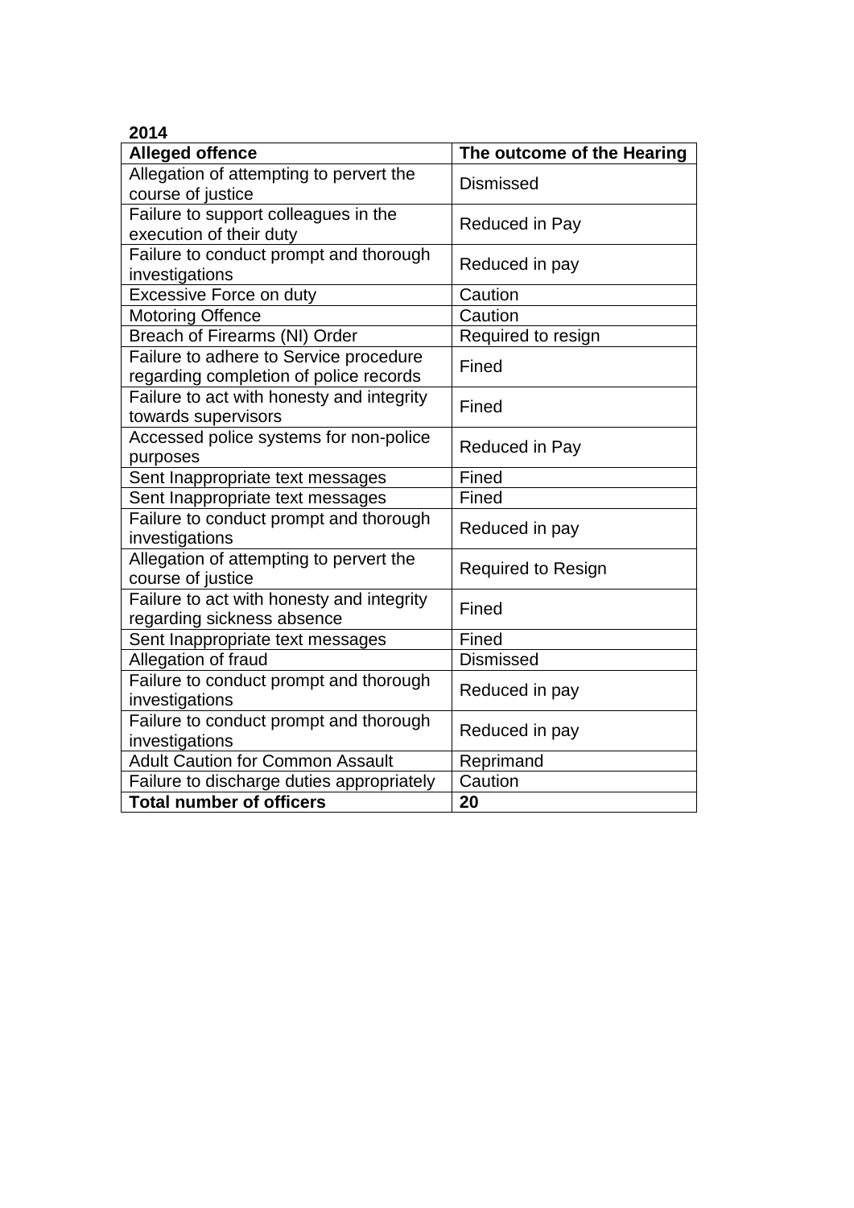**2014**

| **Alleged offence** | **The outcome of the Hearing** |
|---|---|
| Allegation of attempting to pervert the course of justice | Dismissed |
| Failure to support colleagues in the execution of their duty | Reduced in Pay |
| Failure to conduct prompt and thorough investigations | Reduced in pay |
| Excessive Force on duty | Caution |
| Motoring Offence | Caution |
| Breach of Firearms (NI) Order | Required to resign |
| Failure to adhere to Service procedure regarding completion of police records | Fined |
| Failure to act with honesty and integrity towards supervisors | Fined |
| Accessed police systems for non-police purposes | Reduced in Pay |
| Sent Inappropriate text messages | Fined |
| Sent Inappropriate text messages | Fined |
| Failure to conduct prompt and thorough investigations | Reduced in pay |
| Allegation of attempting to pervert the course of justice | Required to Resign |
| Failure to act with honesty and integrity regarding sickness absence | Fined |
| Sent Inappropriate text messages | Fined |
| Allegation of fraud | Dismissed |
| Failure to conduct prompt and thorough investigations | Reduced in pay |
| Failure to conduct prompt and thorough investigations | Reduced in pay |
| Adult Caution for Common Assault | Reprimand |
| Failure to discharge duties appropriately | Caution |
| **Total number of officers** | **20** |